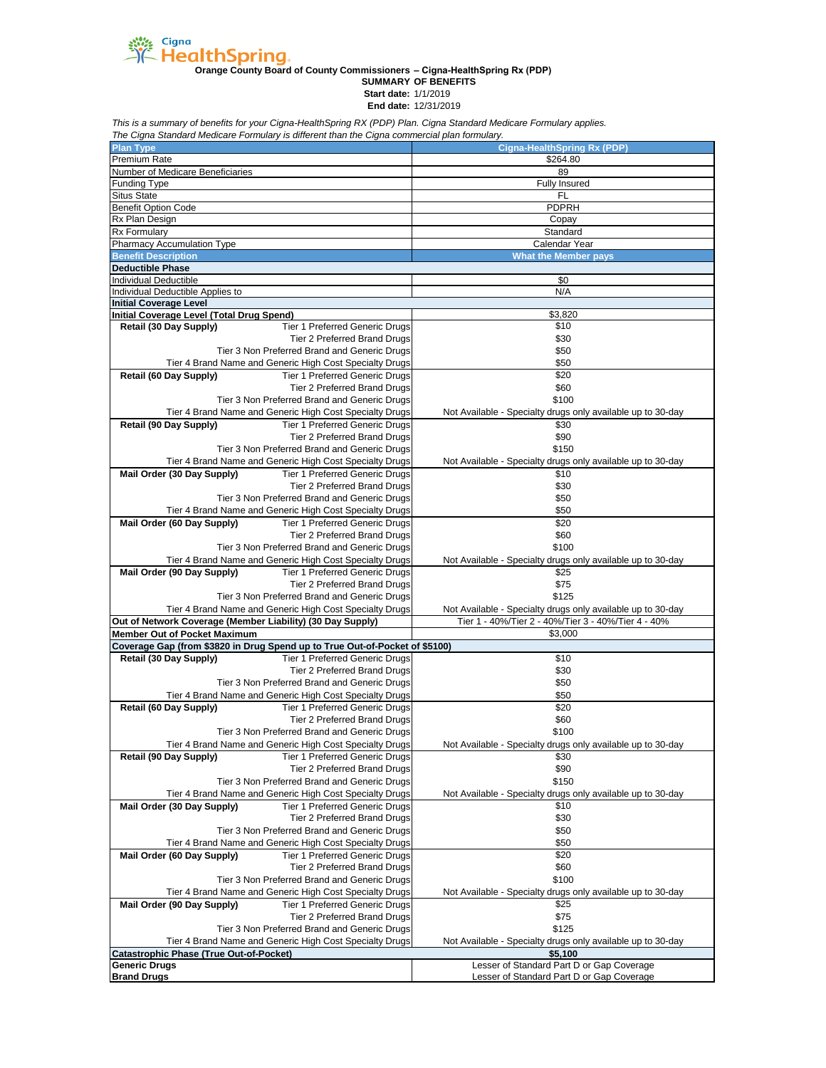Cigna HealthSpring

**Orange County Board of County Commissioners – Cigna-HealthSpring Rx (PDP)**

**SUMMARY OF BENEFITS**

**Start date:** 1/1/2019

**End date:** 12/31/2019

*This is a summary of benefits for your Cigna-HealthSpring RX (PDP) Plan. Cigna Standard Medicare Formulary applies.*
*The Cigna Standard Medicare Formulary is different than the Cigna commercial plan formulary.*

| Plan Type | | Cigna-HealthSpring Rx (PDP) |
|---|---|---|
| Premium Rate | | $264.80 |
| Number of Medicare Beneficiaries | | 89 |
| Funding Type | | Fully Insured |
| Situs State | | FL |
| Benefit Option Code | | PDPRH |
| Rx Plan Design | | Copay |
| Rx Formulary | | Standard |
| Pharmacy Accumulation Type | | Calendar Year |
| **Benefit Description** | | **What the Member pays** |
| **Deductible Phase** | | |
| Individual Deductible | | $0 |
| Individual Deductible Applies to | | N/A |
| **Initial Coverage Level** | | |
| **Initial Coverage Level (Total Drug Spend)** | | $3,820 |
| **Retail (30 Day Supply)** | Tier 1 Preferred Generic Drugs | $10 |
| | Tier 2 Preferred Brand Drugs | $30 |
| | Tier 3 Non Preferred Brand and Generic Drugs | $50 |
| | Tier 4 Brand Name and Generic High Cost Specialty Drugs | $50 |
| **Retail (60 Day Supply)** | Tier 1 Preferred Generic Drugs | $20 |
| | Tier 2 Preferred Brand Drugs | $60 |
| | Tier 3 Non Preferred Brand and Generic Drugs | $100 |
| | Tier 4 Brand Name and Generic High Cost Specialty Drugs | Not Available - Specialty drugs only available up to 30-day |
| **Retail (90 Day Supply)** | Tier 1 Preferred Generic Drugs | $30 |
| | Tier 2 Preferred Brand Drugs | $90 |
| | Tier 3 Non Preferred Brand and Generic Drugs | $150 |
| | Tier 4 Brand Name and Generic High Cost Specialty Drugs | Not Available - Specialty drugs only available up to 30-day |
| **Mail Order (30 Day Supply)** | Tier 1 Preferred Generic Drugs | $10 |
| | Tier 2 Preferred Brand Drugs | $30 |
| | Tier 3 Non Preferred Brand and Generic Drugs | $50 |
| | Tier 4 Brand Name and Generic High Cost Specialty Drugs | $50 |
| **Mail Order (60 Day Supply)** | Tier 1 Preferred Generic Drugs | $20 |
| | Tier 2 Preferred Brand Drugs | $60 |
| | Tier 3 Non Preferred Brand and Generic Drugs | $100 |
| | Tier 4 Brand Name and Generic High Cost Specialty Drugs | Not Available - Specialty drugs only available up to 30-day |
| **Mail Order (90 Day Supply)** | Tier 1 Preferred Generic Drugs | $25 |
| | Tier 2 Preferred Brand Drugs | $75 |
| | Tier 3 Non Preferred Brand and Generic Drugs | $125 |
| | Tier 4 Brand Name and Generic High Cost Specialty Drugs | Not Available - Specialty drugs only available up to 30-day |
| **Out of Network Coverage (Member Liability) (30 Day Supply)** | | Tier 1 - 40%/Tier 2 - 40%/Tier 3 - 40%/Tier 4 - 40% |
| **Member Out of Pocket Maximum** | | $3,000 |
| **Coverage Gap (from $3820 in Drug Spend up to True Out-of-Pocket of $5100)** | | |
| **Retail (30 Day Supply)** | Tier 1 Preferred Generic Drugs | $10 |
| | Tier 2 Preferred Brand Drugs | $30 |
| | Tier 3 Non Preferred Brand and Generic Drugs | $50 |
| | Tier 4 Brand Name and Generic High Cost Specialty Drugs | $50 |
| **Retail (60 Day Supply)** | Tier 1 Preferred Generic Drugs | $20 |
| | Tier 2 Preferred Brand Drugs | $60 |
| | Tier 3 Non Preferred Brand and Generic Drugs | $100 |
| | Tier 4 Brand Name and Generic High Cost Specialty Drugs | Not Available - Specialty drugs only available up to 30-day |
| **Retail (90 Day Supply)** | Tier 1 Preferred Generic Drugs | $30 |
| | Tier 2 Preferred Brand Drugs | $90 |
| | Tier 3 Non Preferred Brand and Generic Drugs | $150 |
| | Tier 4 Brand Name and Generic High Cost Specialty Drugs | Not Available - Specialty drugs only available up to 30-day |
| **Mail Order (30 Day Supply)** | Tier 1 Preferred Generic Drugs | $10 |
| | Tier 2 Preferred Brand Drugs | $30 |
| | Tier 3 Non Preferred Brand and Generic Drugs | $50 |
| | Tier 4 Brand Name and Generic High Cost Specialty Drugs | $50 |
| **Mail Order (60 Day Supply)** | Tier 1 Preferred Generic Drugs | $20 |
| | Tier 2 Preferred Brand Drugs | $60 |
| | Tier 3 Non Preferred Brand and Generic Drugs | $100 |
| | Tier 4 Brand Name and Generic High Cost Specialty Drugs | Not Available - Specialty drugs only available up to 30-day |
| **Mail Order (90 Day Supply)** | Tier 1 Preferred Generic Drugs | $25 |
| | Tier 2 Preferred Brand Drugs | $75 |
| | Tier 3 Non Preferred Brand and Generic Drugs | $125 |
| | Tier 4 Brand Name and Generic High Cost Specialty Drugs | Not Available - Specialty drugs only available up to 30-day |
| **Catastrophic Phase (True Out-of-Pocket)** | | **$5,100** |
| **Generic Drugs** | | Lesser of Standard Part D or Gap Coverage |
| **Brand Drugs** | | Lesser of Standard Part D or Gap Coverage |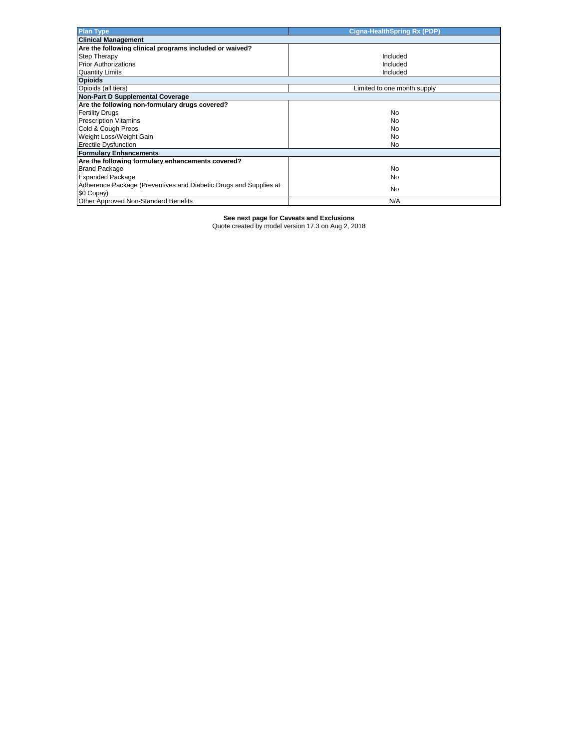| Plan Type | Cigna-HealthSpring Rx (PDP) |
|---|---|
| **Clinical Management** | |
| **Are the following clinical programs included or waived?** | |
| Step Therapy | Included |
| Prior Authorizations | Included |
| Quantity Limits | Included |
| **Opioids** | |
| Opioids (all tiers) | Limited to one month supply |
| **Non-Part D Supplemental Coverage** | |
| **Are the following non-formulary drugs covered?** | |
| Fertility Drugs | No |
| Prescription Vitamins | No |
| Cold & Cough Preps | No |
| Weight Loss/Weight Gain | No |
| Erectile Dysfunction | No |
| **Formulary Enhancements** | |
| **Are the following formulary enhancements covered?** | |
| Brand Package | No |
| Expanded Package | No |
| Adherence Package (Preventives and Diabetic Drugs and Supplies at $0 Copay) | No |
| Other Approved Non-Standard Benefits | N/A |

**See next page for Caveats and Exclusions**

Quote created by model version 17.3 on Aug 2, 2018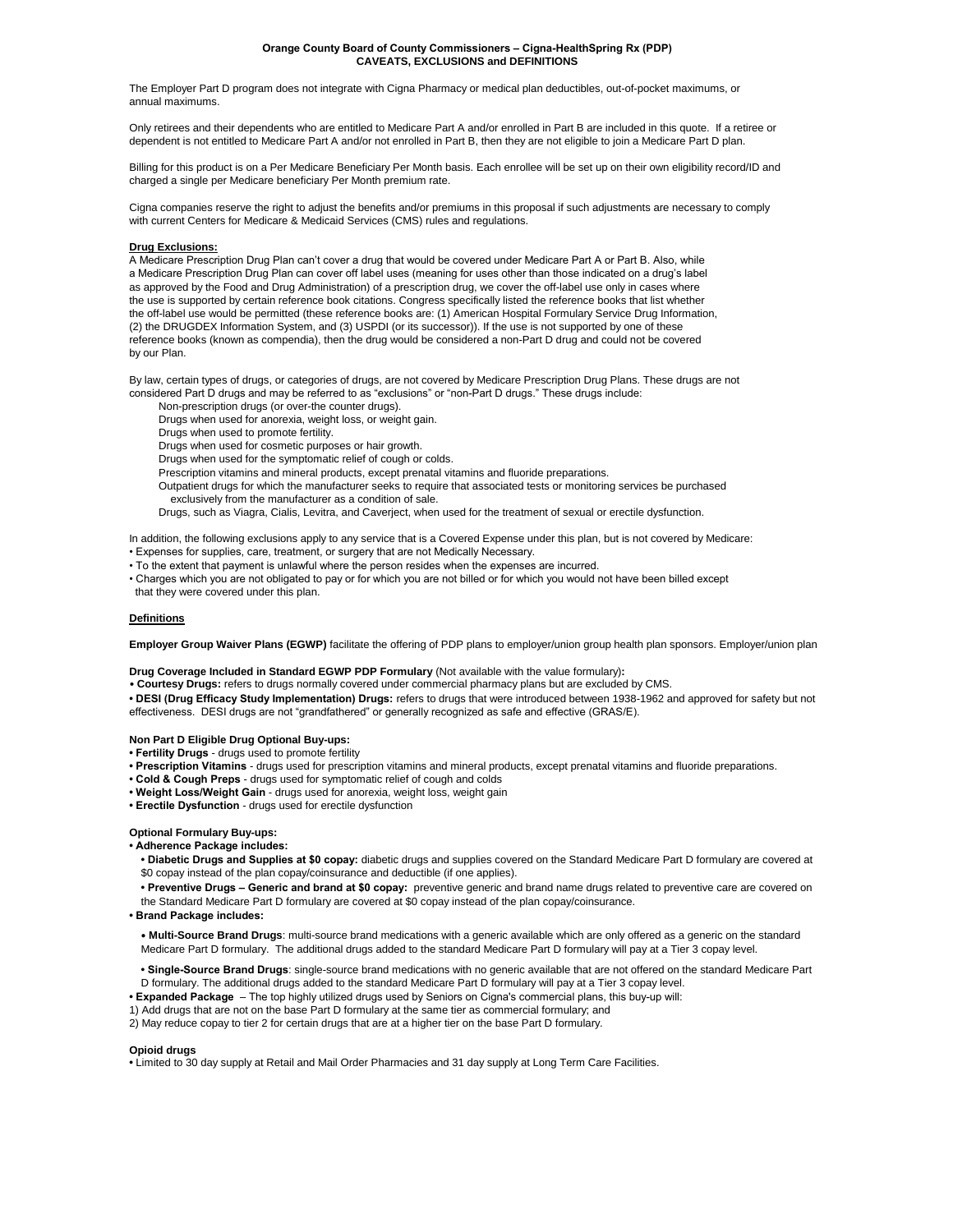**Orange County Board of County Commissioners – Cigna-HealthSpring Rx (PDP)**
**CAVEATS, EXCLUSIONS and DEFINITIONS**

The Employer Part D program does not integrate with Cigna Pharmacy or medical plan deductibles, out-of-pocket maximums, or annual maximums.

Only retirees and their dependents who are entitled to Medicare Part A and/or enrolled in Part B are included in this quote. If a retiree or dependent is not entitled to Medicare Part A and/or not enrolled in Part B, then they are not eligible to join a Medicare Part D plan.

Billing for this product is on a Per Medicare Beneficiary Per Month basis. Each enrollee will be set up on their own eligibility record/ID and charged a single per Medicare beneficiary Per Month premium rate.

Cigna companies reserve the right to adjust the benefits and/or premiums in this proposal if such adjustments are necessary to comply with current Centers for Medicare & Medicaid Services (CMS) rules and regulations.

**Drug Exclusions:**

A Medicare Prescription Drug Plan can't cover a drug that would be covered under Medicare Part A or Part B. Also, while a Medicare Prescription Drug Plan can cover off label uses (meaning for uses other than those indicated on a drug's label as approved by the Food and Drug Administration) of a prescription drug, we cover the off-label use only in cases where the use is supported by certain reference book citations. Congress specifically listed the reference books that list whether the off-label use would be permitted (these reference books are: (1) American Hospital Formulary Service Drug Information, (2) the DRUGDEX Information System, and (3) USPDI (or its successor)). If the use is not supported by one of these reference books (known as compendia), then the drug would be considered a non-Part D drug and could not be covered by our Plan.

By law, certain types of drugs, or categories of drugs, are not covered by Medicare Prescription Drug Plans. These drugs are not considered Part D drugs and may be referred to as "exclusions" or "non-Part D drugs." These drugs include:

- Non-prescription drugs (or over-the counter drugs).
- Drugs when used for anorexia, weight loss, or weight gain.
- Drugs when used to promote fertility.
- Drugs when used for cosmetic purposes or hair growth.
- Drugs when used for the symptomatic relief of cough or colds.
- Prescription vitamins and mineral products, except prenatal vitamins and fluoride preparations.
- Outpatient drugs for which the manufacturer seeks to require that associated tests or monitoring services be purchased exclusively from the manufacturer as a condition of sale.
- Drugs, such as Viagra, Cialis, Levitra, and Caverject, when used for the treatment of sexual or erectile dysfunction.

In addition, the following exclusions apply to any service that is a Covered Expense under this plan, but is not covered by Medicare:

- Expenses for supplies, care, treatment, or surgery that are not Medically Necessary.
- To the extent that payment is unlawful where the person resides when the expenses are incurred.
- Charges which you are not obligated to pay or for which you are not billed or for which you would not have been billed except that they were covered under this plan.

**Definitions**

**Employer Group Waiver Plans (EGWP)** facilitate the offering of PDP plans to employer/union group health plan sponsors. Employer/union plan

**Drug Coverage Included in Standard EGWP PDP Formulary** (Not available with the value formulary)**:**

- **Courtesy Drugs:** refers to drugs normally covered under commercial pharmacy plans but are excluded by CMS.
- **DESI (Drug Efficacy Study Implementation) Drugs:** refers to drugs that were introduced between 1938-1962 and approved for safety but not effectiveness. DESI drugs are not "grandfathered" or generally recognized as safe and effective (GRAS/E).

**Non Part D Eligible Drug Optional Buy-ups:**

- **Fertility Drugs** - drugs used to promote fertility
- **Prescription Vitamins** - drugs used for prescription vitamins and mineral products, except prenatal vitamins and fluoride preparations.
- **Cold & Cough Preps** - drugs used for symptomatic relief of cough and colds
- **Weight Loss/Weight Gain** - drugs used for anorexia, weight loss, weight gain
- **Erectile Dysfunction** - drugs used for erectile dysfunction

**Optional Formulary Buy-ups:**

- **Adherence Package includes:**
  - **Diabetic Drugs and Supplies at $0 copay:** diabetic drugs and supplies covered on the Standard Medicare Part D formulary are covered at $0 copay instead of the plan copay/coinsurance and deductible (if one applies).
  - **Preventive Drugs – Generic and brand at $0 copay:** preventive generic and brand name drugs related to preventive care are covered on the Standard Medicare Part D formulary are covered at $0 copay instead of the plan copay/coinsurance.
- **Brand Package includes:**
  - **Multi-Source Brand Drugs**: multi-source brand medications with a generic available which are only offered as a generic on the standard Medicare Part D formulary. The additional drugs added to the standard Medicare Part D formulary will pay at a Tier 3 copay level.
  - **Single-Source Brand Drugs**: single-source brand medications with no generic available that are not offered on the standard Medicare Part D formulary. The additional drugs added to the standard Medicare Part D formulary will pay at a Tier 3 copay level.
- **Expanded Package** – The top highly utilized drugs used by Seniors on Cigna's commercial plans, this buy-up will:

1) Add drugs that are not on the base Part D formulary at the same tier as commercial formulary; and
2) May reduce copay to tier 2 for certain drugs that are at a higher tier on the base Part D formulary.

**Opioid drugs**

- Limited to 30 day supply at Retail and Mail Order Pharmacies and 31 day supply at Long Term Care Facilities.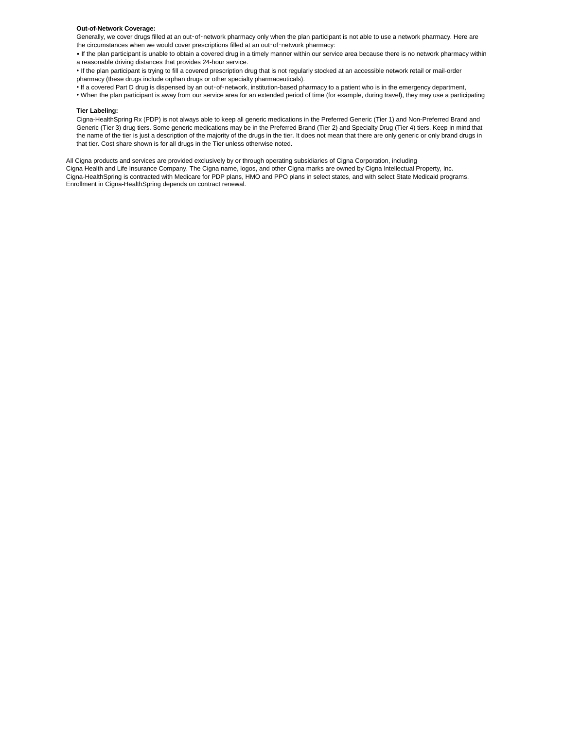**Out-of-Network Coverage:**

Generally, we cover drugs filled at an out-of-network pharmacy only when the plan participant is not able to use a network pharmacy. Here are the circumstances when we would cover prescriptions filled at an out-of-network pharmacy:

- If the plan participant is unable to obtain a covered drug in a timely manner within our service area because there is no network pharmacy within a reasonable driving distances that provides 24-hour service.
- If the plan participant is trying to fill a covered prescription drug that is not regularly stocked at an accessible network retail or mail-order pharmacy (these drugs include orphan drugs or other specialty pharmaceuticals).
- If a covered Part D drug is dispensed by an out-of-network, institution-based pharmacy to a patient who is in the emergency department,
- When the plan participant is away from our service area for an extended period of time (for example, during travel), they may use a participating

**Tier Labeling:**

Cigna-HealthSpring Rx (PDP) is not always able to keep all generic medications in the Preferred Generic (Tier 1) and Non-Preferred Brand and Generic (Tier 3) drug tiers. Some generic medications may be in the Preferred Brand (Tier 2) and Specialty Drug (Tier 4) tiers. Keep in mind that the name of the tier is just a description of the majority of the drugs in the tier. It does not mean that there are only generic or only brand drugs in that tier. Cost share shown is for all drugs in the Tier unless otherwise noted.

All Cigna products and services are provided exclusively by or through operating subsidiaries of Cigna Corporation, including Cigna Health and Life Insurance Company. The Cigna name, logos, and other Cigna marks are owned by Cigna Intellectual Property, Inc. Cigna-HealthSpring is contracted with Medicare for PDP plans, HMO and PPO plans in select states, and with select State Medicaid programs. Enrollment in Cigna-HealthSpring depends on contract renewal.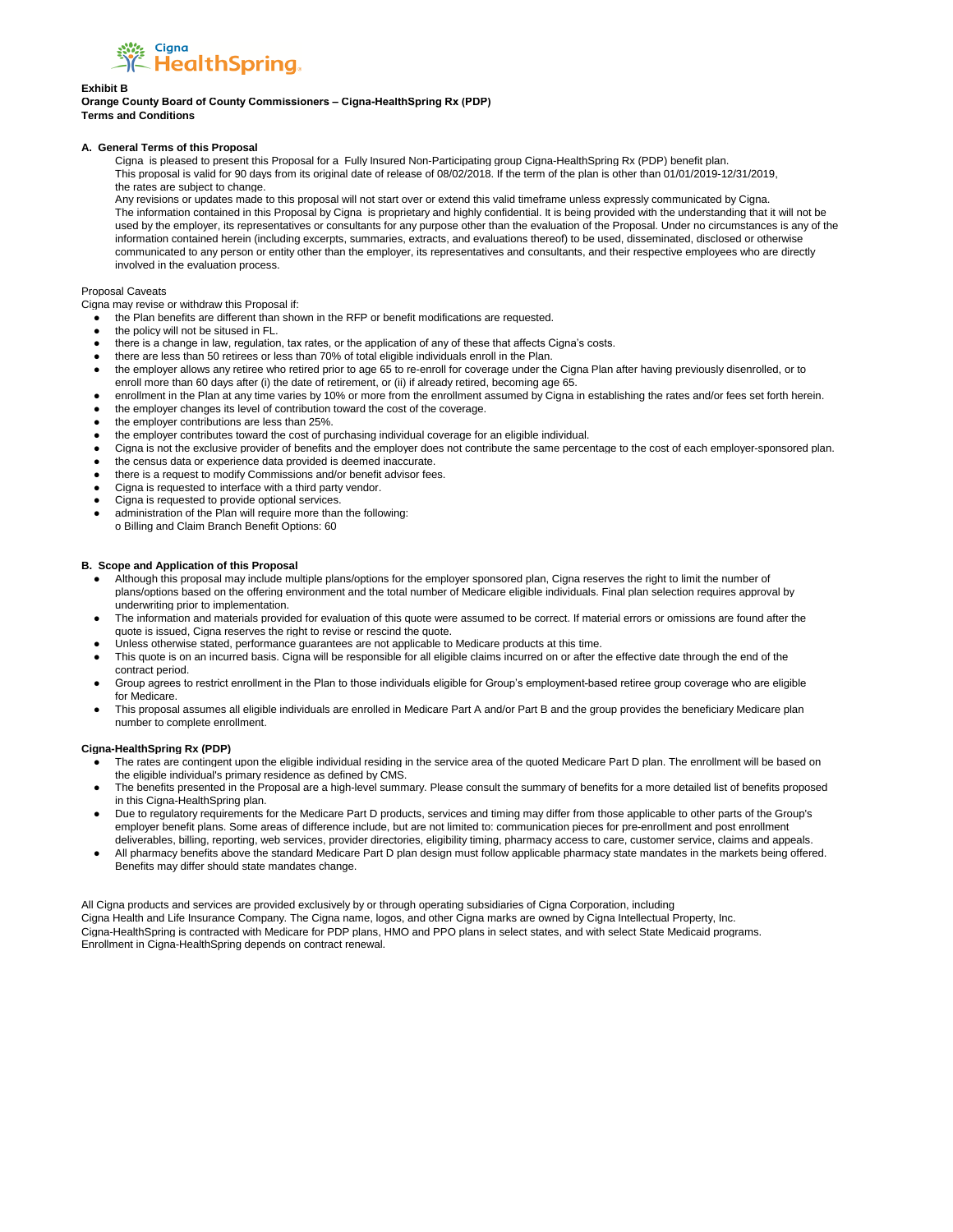Cigna HealthSpring

**Exhibit B**
**Orange County Board of County Commissioners – Cigna-HealthSpring Rx (PDP)**
**Terms and Conditions**

### A. General Terms of this Proposal

Cigna is pleased to present this Proposal for a Fully Insured Non-Participating group Cigna-HealthSpring Rx (PDP) benefit plan.
This proposal is valid for 90 days from its original date of release of 08/02/2018. If the term of the plan is other than 01/01/2019-12/31/2019, the rates are subject to change.
Any revisions or updates made to this proposal will not start over or extend this valid timeframe unless expressly communicated by Cigna.
The information contained in this Proposal by Cigna is proprietary and highly confidential. It is being provided with the understanding that it will not be used by the employer, its representatives or consultants for any purpose other than the evaluation of the Proposal. Under no circumstances is any of the information contained herein (including excerpts, summaries, extracts, and evaluations thereof) to be used, disseminated, disclosed or otherwise communicated to any person or entity other than the employer, its representatives and consultants, and their respective employees who are directly involved in the evaluation process.

Proposal Caveats
Cigna may revise or withdraw this Proposal if:

- the Plan benefits are different than shown in the RFP or benefit modifications are requested.
- the policy will not be sitused in FL.
- there is a change in law, regulation, tax rates, or the application of any of these that affects Cigna's costs.
- there are less than 50 retirees or less than 70% of total eligible individuals enroll in the Plan.
- the employer allows any retiree who retired prior to age 65 to re-enroll for coverage under the Cigna Plan after having previously disenrolled, or to enroll more than 60 days after (i) the date of retirement, or (ii) if already retired, becoming age 65.
- enrollment in the Plan at any time varies by 10% or more from the enrollment assumed by Cigna in establishing the rates and/or fees set forth herein.
- the employer changes its level of contribution toward the cost of the coverage.
- the employer contributions are less than 25%.
- the employer contributes toward the cost of purchasing individual coverage for an eligible individual.
- Cigna is not the exclusive provider of benefits and the employer does not contribute the same percentage to the cost of each employer-sponsored plan.
- the census data or experience data provided is deemed inaccurate.
- there is a request to modify Commissions and/or benefit advisor fees.
- Cigna is requested to interface with a third party vendor.
- Cigna is requested to provide optional services.
- administration of the Plan will require more than the following:
  - Billing and Claim Branch Benefit Options: 60

### B. Scope and Application of this Proposal

- Although this proposal may include multiple plans/options for the employer sponsored plan, Cigna reserves the right to limit the number of plans/options based on the offering environment and the total number of Medicare eligible individuals. Final plan selection requires approval by underwriting prior to implementation.
- The information and materials provided for evaluation of this quote were assumed to be correct. If material errors or omissions are found after the quote is issued, Cigna reserves the right to revise or rescind the quote.
- Unless otherwise stated, performance guarantees are not applicable to Medicare products at this time.
- This quote is on an incurred basis. Cigna will be responsible for all eligible claims incurred on or after the effective date through the end of the contract period.
- Group agrees to restrict enrollment in the Plan to those individuals eligible for Group's employment-based retiree group coverage who are eligible for Medicare.
- This proposal assumes all eligible individuals are enrolled in Medicare Part A and/or Part B and the group provides the beneficiary Medicare plan number to complete enrollment.

**Cigna-HealthSpring Rx (PDP)**

- The rates are contingent upon the eligible individual residing in the service area of the quoted Medicare Part D plan. The enrollment will be based on the eligible individual's primary residence as defined by CMS.
- The benefits presented in the Proposal are a high-level summary. Please consult the summary of benefits for a more detailed list of benefits proposed in this Cigna-HealthSpring plan.
- Due to regulatory requirements for the Medicare Part D products, services and timing may differ from those applicable to other parts of the Group's employer benefit plans. Some areas of difference include, but are not limited to: communication pieces for pre-enrollment and post enrollment deliverables, billing, reporting, web services, provider directories, eligibility timing, pharmacy access to care, customer service, claims and appeals.
- All pharmacy benefits above the standard Medicare Part D plan design must follow applicable pharmacy state mandates in the markets being offered. Benefits may differ should state mandates change.

All Cigna products and services are provided exclusively by or through operating subsidiaries of Cigna Corporation, including Cigna Health and Life Insurance Company. The Cigna name, logos, and other Cigna marks are owned by Cigna Intellectual Property, Inc. Cigna-HealthSpring is contracted with Medicare for PDP plans, HMO and PPO plans in select states, and with select State Medicaid programs. Enrollment in Cigna-HealthSpring depends on contract renewal.